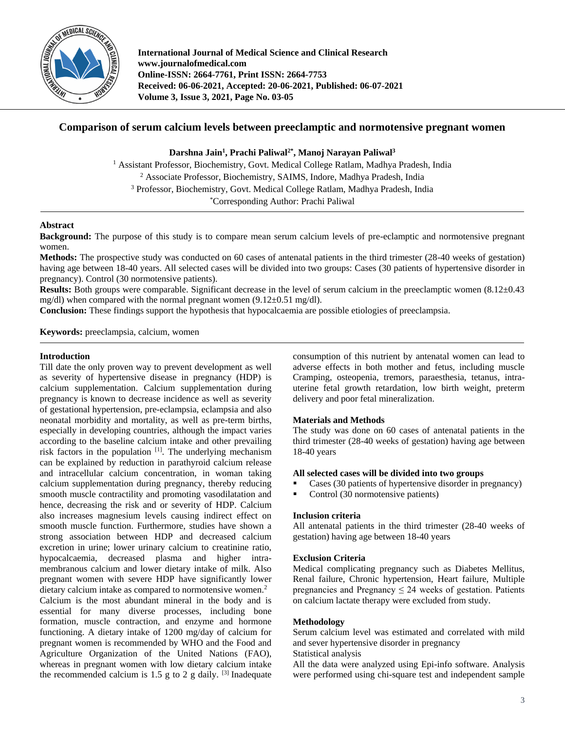# Comparison of serum calcium levels between preeclamptic and normotensive pregnant women

**Darshna Jain[1], Prachi Paliwal[2*], Manoj Narayan Paliwal[3]**

[1] Assistant Professor, Biochemistry, Govt. Medical College Ratlam, Madhya Pradesh, India
[2] Associate Professor, Biochemistry, SAIMS, Indore, Madhya Pradesh, India
[3] Professor, Biochemistry, Govt. Medical College Ratlam, Madhya Pradesh, India
*Corresponding Author: Prachi Paliwal

## Abstract

**Background:** The purpose of this study is to compare mean serum calcium levels of pre-eclamptic and normotensive pregnant women.

**Methods:** The prospective study was conducted on 60 cases of antenatal patients in the third trimester (28-40 weeks of gestation) having age between 18-40 years. All selected cases will be divided into two groups: Cases (30 patients of hypertensive disorder in pregnancy). Control (30 normotensive patients).

**Results:** Both groups were comparable. Significant decrease in the level of serum calcium in the preeclamptic women (8.12±0.43 mg/dl) when compared with the normal pregnant women (9.12±0.51 mg/dl).

**Conclusion:** These findings support the hypothesis that hypocalcaemia are possible etiologies of preeclampsia.

**Keywords:** preeclampsia, calcium, women

## Introduction

Till date the only proven way to prevent development as well as severity of hypertensive disease in pregnancy (HDP) is calcium supplementation. Calcium supplementation during pregnancy is known to decrease incidence as well as severity of gestational hypertension, pre-eclampsia, eclampsia and also neonatal morbidity and mortality, as well as pre-term births, especially in developing countries, although the impact varies according to the baseline calcium intake and other prevailing risk factors in the population [1]. The underlying mechanism can be explained by reduction in parathyroid calcium release and intracellular calcium concentration, in woman taking calcium supplementation during pregnancy, thereby reducing smooth muscle contractility and promoting vasodilatation and hence, decreasing the risk and or severity of HDP. Calcium also increases magnesium levels causing indirect effect on smooth muscle function. Furthermore, studies have shown a strong association between HDP and decreased calcium excretion in urine; lower urinary calcium to creatinine ratio, hypocalcaemia, decreased plasma and higher intra-membranous calcium and lower dietary intake of milk. Also pregnant women with severe HDP have significantly lower dietary calcium intake as compared to normotensive women.[2]

Calcium is the most abundant mineral in the body and is essential for many diverse processes, including bone formation, muscle contraction, and enzyme and hormone functioning. A dietary intake of 1200 mg/day of calcium for pregnant women is recommended by WHO and the Food and Agriculture Organization of the United Nations (FAO), whereas in pregnant women with low dietary calcium intake the recommended calcium is 1.5 g to 2 g daily. [3] Inadequate consumption of this nutrient by antenatal women can lead to adverse effects in both mother and fetus, including muscle Cramping, osteopenia, tremors, paraesthesia, tetanus, intra-uterine fetal growth retardation, low birth weight, preterm delivery and poor fetal mineralization.

## Materials and Methods

The study was done on 60 cases of antenatal patients in the third trimester (28-40 weeks of gestation) having age between 18-40 years

### All selected cases will be divided into two groups

- Cases (30 patients of hypertensive disorder in pregnancy)
- Control (30 normotensive patients)

### Inclusion criteria

All antenatal patients in the third trimester (28-40 weeks of gestation) having age between 18-40 years

### Exclusion Criteria

Medical complicating pregnancy such as Diabetes Mellitus, Renal failure, Chronic hypertension, Heart failure, Multiple pregnancies and Pregnancy ≤ 24 weeks of gestation. Patients on calcium lactate therapy were excluded from study.

### Methodology

Serum calcium level was estimated and correlated with mild and sever hypertensive disorder in pregnancy

Statistical analysis

All the data were analyzed using Epi-info software. Analysis were performed using chi-square test and independent sample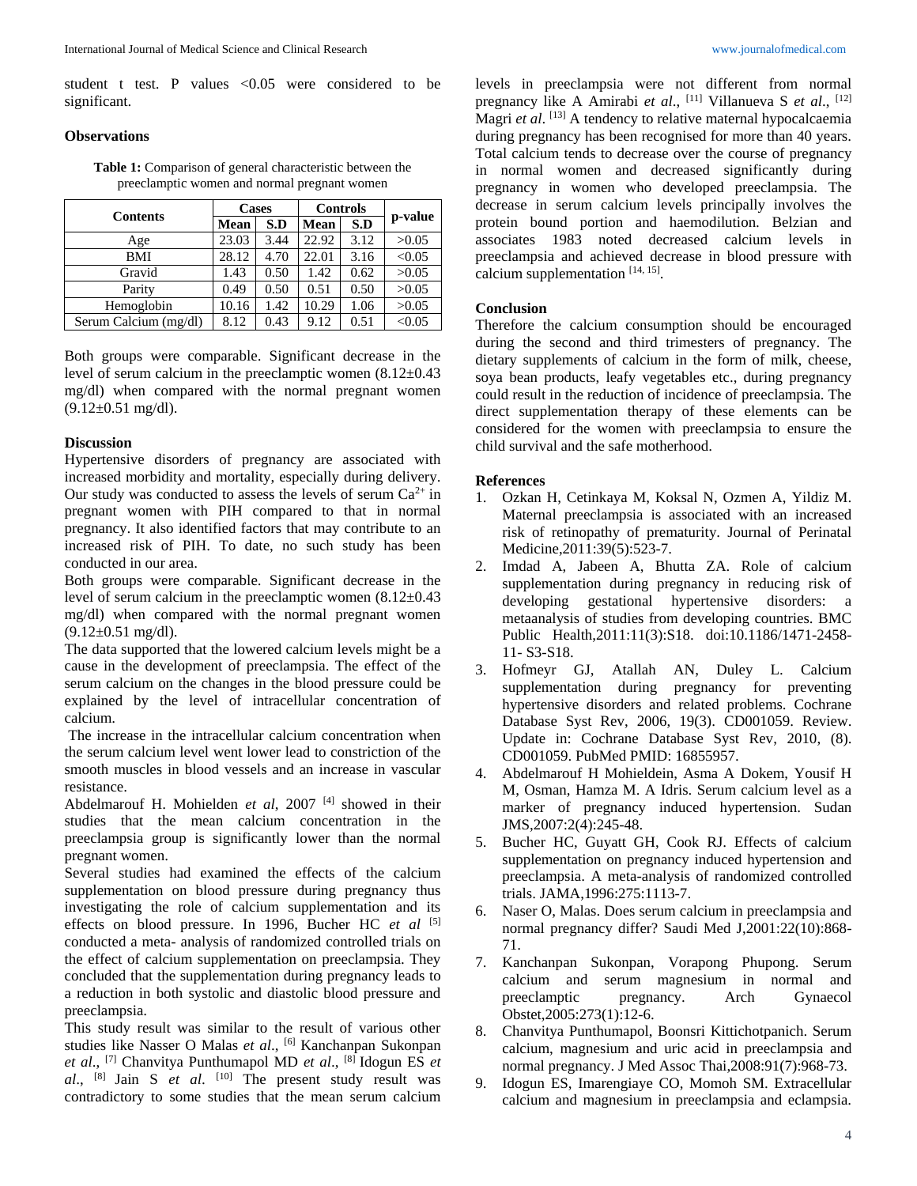student t test. P values <0.05 were considered to be significant.

### Observations

**Table 1:** Comparison of general characteristic between the preeclamptic women and normal pregnant women

| Contents | Cases | | Controls | | p-value |
|---|---|---|---|---|---|
| | Mean | S.D | Mean | S.D | |
| Age | 23.03 | 3.44 | 22.92 | 3.12 | >0.05 |
| BMI | 28.12 | 4.70 | 22.01 | 3.16 | <0.05 |
| Gravid | 1.43 | 0.50 | 1.42 | 0.62 | >0.05 |
| Parity | 0.49 | 0.50 | 0.51 | 0.50 | >0.05 |
| Hemoglobin | 10.16 | 1.42 | 10.29 | 1.06 | >0.05 |
| Serum Calcium (mg/dl) | 8.12 | 0.43 | 9.12 | 0.51 | <0.05 |

Both groups were comparable. Significant decrease in the level of serum calcium in the preeclamptic women (8.12±0.43 mg/dl) when compared with the normal pregnant women (9.12±0.51 mg/dl).

### Discussion

Hypertensive disorders of pregnancy are associated with increased morbidity and mortality, especially during delivery. Our study was conducted to assess the levels of serum $Ca^{2+}$ in pregnant women with PIH compared to that in normal pregnancy. It also identified factors that may contribute to an increased risk of PIH. To date, no such study has been conducted in our area.

Both groups were comparable. Significant decrease in the level of serum calcium in the preeclamptic women (8.12±0.43 mg/dl) when compared with the normal pregnant women (9.12±0.51 mg/dl).

The data supported that the lowered calcium levels might be a cause in the development of preeclampsia. The effect of the serum calcium on the changes in the blood pressure could be explained by the level of intracellular concentration of calcium.

The increase in the intracellular calcium concentration when the serum calcium level went lower lead to constriction of the smooth muscles in blood vessels and an increase in vascular resistance.

Abdelmarouf H. Mohielden *et al*, 2007 [4] showed in their studies that the mean calcium concentration in the preeclampsia group is significantly lower than the normal pregnant women.

Several studies had examined the effects of the calcium supplementation on blood pressure during pregnancy thus investigating the role of calcium supplementation and its effects on blood pressure. In 1996, Bucher HC *et al* [5] conducted a meta- analysis of randomized controlled trials on the effect of calcium supplementation on preeclampsia. They concluded that the supplementation during pregnancy leads to a reduction in both systolic and diastolic blood pressure and preeclampsia.

This study result was similar to the result of various other studies like Nasser O Malas *et al*., [6] Kanchanpan Sukonpan *et al*., [7] Chanvitya Punthumapol MD *et al*., [8] Idogun ES *et al*., [8] Jain S *et al.* [10] The present study result was contradictory to some studies that the mean serum calcium levels in preeclampsia were not different from normal pregnancy like A Amirabi *et al*., [11] Villanueva S *et al*., [12] Magri *et al*. [13] A tendency to relative maternal hypocalcaemia during pregnancy has been recognised for more than 40 years. Total calcium tends to decrease over the course of pregnancy in normal women and decreased significantly during pregnancy in women who developed preeclampsia. The decrease in serum calcium levels principally involves the protein bound portion and haemodilution. Belzian and associates 1983 noted decreased calcium levels in preeclampsia and achieved decrease in blood pressure with calcium supplementation [14, 15].

### Conclusion

Therefore the calcium consumption should be encouraged during the second and third trimesters of pregnancy. The dietary supplements of calcium in the form of milk, cheese, soya bean products, leafy vegetables etc., during pregnancy could result in the reduction of incidence of preeclampsia. The direct supplementation therapy of these elements can be considered for the women with preeclampsia to ensure the child survival and the safe motherhood.

### References

1. Ozkan H, Cetinkaya M, Koksal N, Ozmen A, Yildiz M. Maternal preeclampsia is associated with an increased risk of retinopathy of prematurity. Journal of Perinatal Medicine,2011:39(5):523-7.
2. Imdad A, Jabeen A, Bhutta ZA. Role of calcium supplementation during pregnancy in reducing risk of developing gestational hypertensive disorders: a metaanalysis of studies from developing countries. BMC Public Health,2011:11(3):S18. doi:10.1186/1471-2458-11- S3-S18.
3. Hofmeyr GJ, Atallah AN, Duley L. Calcium supplementation during pregnancy for preventing hypertensive disorders and related problems. Cochrane Database Syst Rev, 2006, 19(3). CD001059. Review. Update in: Cochrane Database Syst Rev, 2010, (8). CD001059. PubMed PMID: 16855957.
4. Abdelmarouf H Mohieldein, Asma A Dokem, Yousif H M, Osman, Hamza M. A Idris. Serum calcium level as a marker of pregnancy induced hypertension. Sudan JMS,2007:2(4):245-48.
5. Bucher HC, Guyatt GH, Cook RJ. Effects of calcium supplementation on pregnancy induced hypertension and preeclampsia. A meta-analysis of randomized controlled trials. JAMA,1996:275:1113-7.
6. Naser O, Malas. Does serum calcium in preeclampsia and normal pregnancy differ? Saudi Med J,2001:22(10):868-71.
7. Kanchanpan Sukonpan, Vorapong Phupong. Serum calcium and serum magnesium in normal and preeclamptic pregnancy. Arch Gynaecol Obstet,2005:273(1):12-6.
8. Chanvitya Punthumapol, Boonsri Kittichotpanich. Serum calcium, magnesium and uric acid in preeclampsia and normal pregnancy. J Med Assoc Thai,2008:91(7):968-73.
9. Idogun ES, Imarengiaye CO, Momoh SM. Extracellular calcium and magnesium in preeclampsia and eclampsia.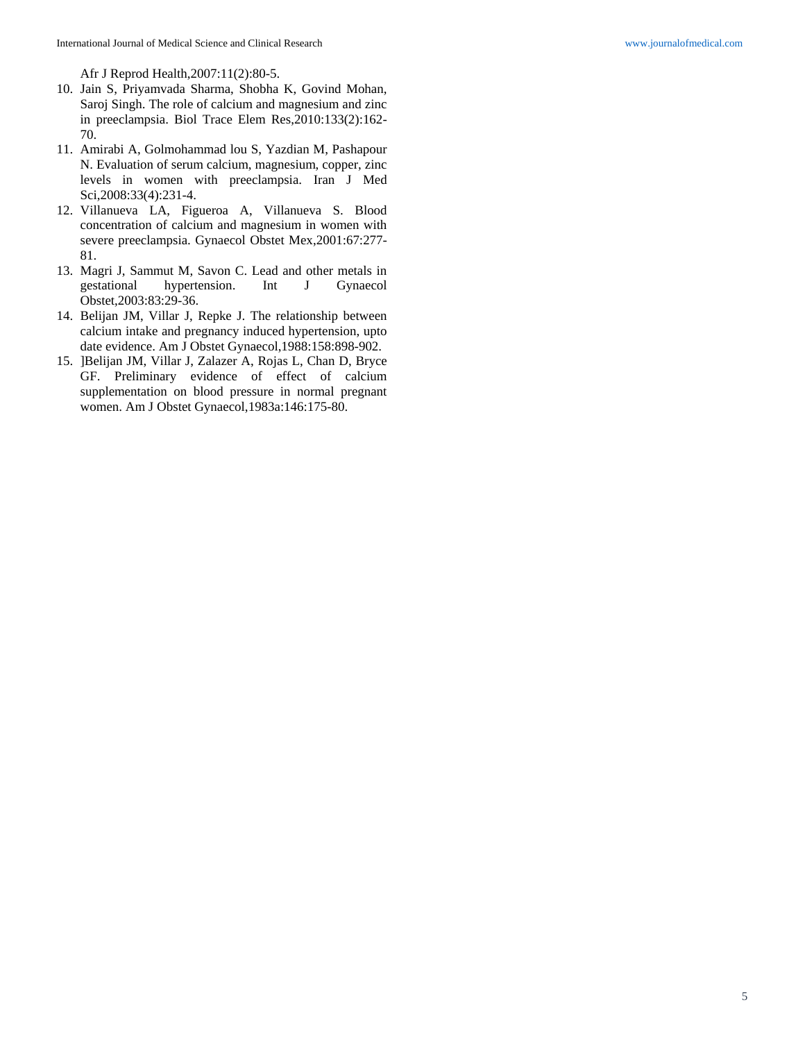Afr J Reprod Health,2007:11(2):80-5.

10. Jain S, Priyamvada Sharma, Shobha K, Govind Mohan, Saroj Singh. The role of calcium and magnesium and zinc in preeclampsia. Biol Trace Elem Res,2010:133(2):162-70.
11. Amirabi A, Golmohammad lou S, Yazdian M, Pashapour N. Evaluation of serum calcium, magnesium, copper, zinc levels in women with preeclampsia. Iran J Med Sci,2008:33(4):231-4.
12. Villanueva LA, Figueroa A, Villanueva S. Blood concentration of calcium and magnesium in women with severe preeclampsia. Gynaecol Obstet Mex,2001:67:277-81.
13. Magri J, Sammut M, Savon C. Lead and other metals in gestational hypertension. Int J Gynaecol Obstet,2003:83:29-36.
14. Belijan JM, Villar J, Repke J. The relationship between calcium intake and pregnancy induced hypertension, upto date evidence. Am J Obstet Gynaecol,1988:158:898-902.
15. ]Belijan JM, Villar J, Zalazer A, Rojas L, Chan D, Bryce GF. Preliminary evidence of effect of calcium supplementation on blood pressure in normal pregnant women. Am J Obstet Gynaecol,1983a:146:175-80.